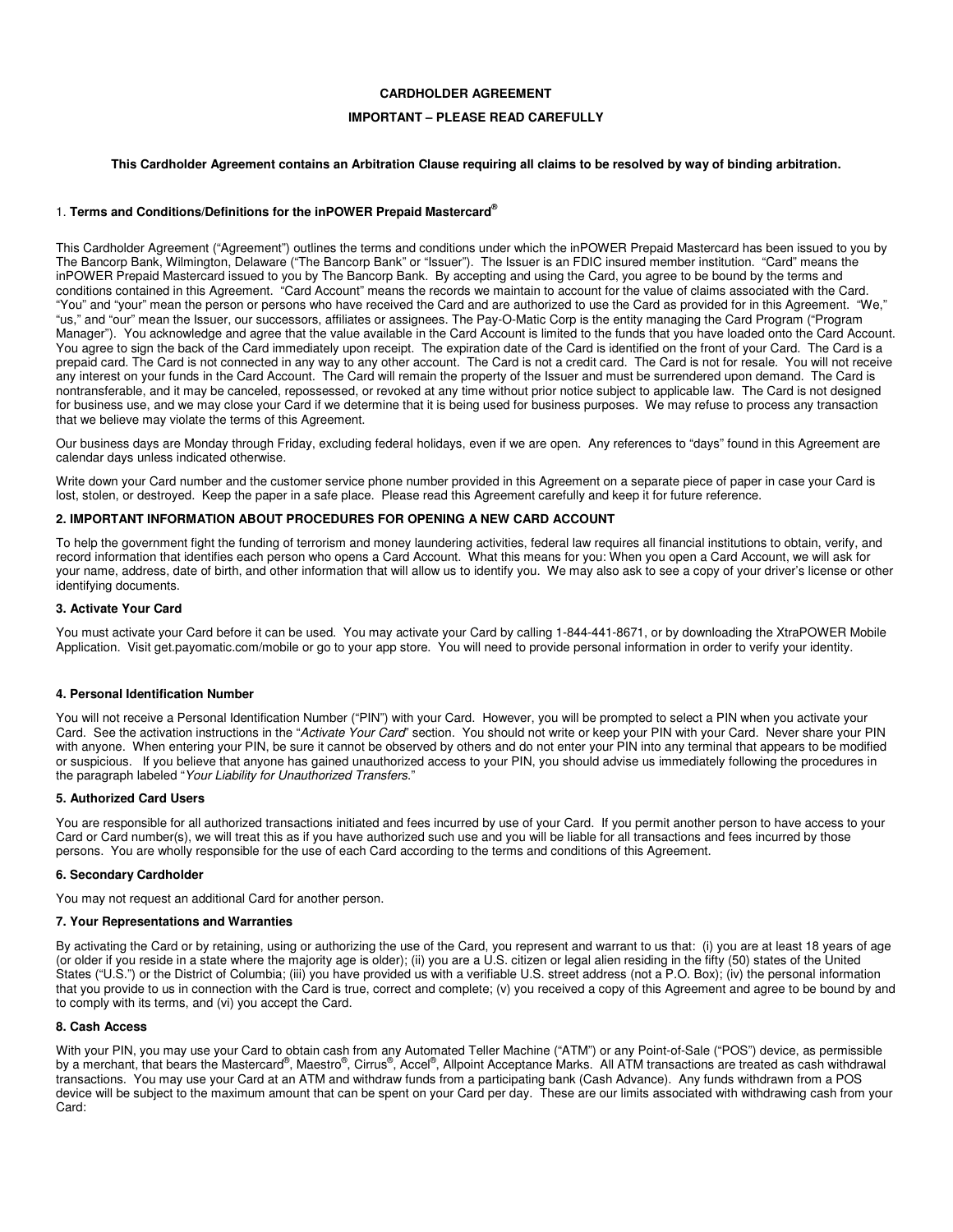**CARDHOLDER AGREEMENT**

**IMPORTANT – PLEASE READ CAREFULLY**

**This Cardholder Agreement contains an Arbitration Clause requiring all claims to be resolved by way of binding arbitration.**

1. **Terms and Conditions/Definitions for the inPOWER Prepaid Mastercard®**

This Cardholder Agreement ("Agreement") outlines the terms and conditions under which the inPOWER Prepaid Mastercard has been issued to you by The Bancorp Bank, Wilmington, Delaware ("The Bancorp Bank" or "Issuer"). The Issuer is an FDIC insured member institution. "Card" means the inPOWER Prepaid Mastercard issued to you by The Bancorp Bank. By accepting and using the Card, you agree to be bound by the terms and conditions contained in this Agreement. "Card Account" means the records we maintain to account for the value of claims associated with the Card. "You" and "your" mean the person or persons who have received the Card and are authorized to use the Card as provided for in this Agreement. "We," "us," and "our" mean the Issuer, our successors, affiliates or assignees. The Pay-O-Matic Corp is the entity managing the Card Program ("Program Manager"). You acknowledge and agree that the value available in the Card Account is limited to the funds that you have loaded onto the Card Account. You agree to sign the back of the Card immediately upon receipt. The expiration date of the Card is identified on the front of your Card. The Card is a prepaid card. The Card is not connected in any way to any other account. The Card is not a credit card. The Card is not for resale. You will not receive any interest on your funds in the Card Account. The Card will remain the property of the Issuer and must be surrendered upon demand. The Card is nontransferable, and it may be canceled, repossessed, or revoked at any time without prior notice subject to applicable law. The Card is not designed for business use, and we may close your Card if we determine that it is being used for business purposes. We may refuse to process any transaction that we believe may violate the terms of this Agreement.

Our business days are Monday through Friday, excluding federal holidays, even if we are open. Any references to "days" found in this Agreement are calendar days unless indicated otherwise.

Write down your Card number and the customer service phone number provided in this Agreement on a separate piece of paper in case your Card is lost, stolen, or destroyed. Keep the paper in a safe place. Please read this Agreement carefully and keep it for future reference.

**2. IMPORTANT INFORMATION ABOUT PROCEDURES FOR OPENING A NEW CARD ACCOUNT**

To help the government fight the funding of terrorism and money laundering activities, federal law requires all financial institutions to obtain, verify, and record information that identifies each person who opens a Card Account. What this means for you: When you open a Card Account, we will ask for your name, address, date of birth, and other information that will allow us to identify you. We may also ask to see a copy of your driver's license or other identifying documents.

**3. Activate Your Card**

You must activate your Card before it can be used. You may activate your Card by calling 1-844-441-8671, or by downloading the XtraPOWER Mobile Application. Visit get.payomatic.com/mobile or go to your app store. You will need to provide personal information in order to verify your identity.

**4. Personal Identification Number**

You will not receive a Personal Identification Number ("PIN") with your Card. However, you will be prompted to select a PIN when you activate your Card. See the activation instructions in the "*Activate Your Card*" section. You should not write or keep your PIN with your Card. Never share your PIN with anyone. When entering your PIN, be sure it cannot be observed by others and do not enter your PIN into any terminal that appears to be modified or suspicious. If you believe that anyone has gained unauthorized access to your PIN, you should advise us immediately following the procedures in the paragraph labeled "*Your Liability for Unauthorized Transfers*."

**5. Authorized Card Users**

You are responsible for all authorized transactions initiated and fees incurred by use of your Card. If you permit another person to have access to your Card or Card number(s), we will treat this as if you have authorized such use and you will be liable for all transactions and fees incurred by those persons. You are wholly responsible for the use of each Card according to the terms and conditions of this Agreement.

**6. Secondary Cardholder**

You may not request an additional Card for another person.

**7. Your Representations and Warranties**

By activating the Card or by retaining, using or authorizing the use of the Card, you represent and warrant to us that: (i) you are at least 18 years of age (or older if you reside in a state where the majority age is older); (ii) you are a U.S. citizen or legal alien residing in the fifty (50) states of the United States ("U.S.") or the District of Columbia; (iii) you have provided us with a verifiable U.S. street address (not a P.O. Box); (iv) the personal information that you provide to us in connection with the Card is true, correct and complete; (v) you received a copy of this Agreement and agree to be bound by and to comply with its terms, and (vi) you accept the Card.

**8. Cash Access**

With your PIN, you may use your Card to obtain cash from any Automated Teller Machine ("ATM") or any Point-of-Sale ("POS") device, as permissible by a merchant, that bears the Mastercard®, Maestro®, Cirrus®, Accel®, Allpoint Acceptance Marks. All ATM transactions are treated as cash withdrawal transactions. You may use your Card at an ATM and withdraw funds from a participating bank (Cash Advance). Any funds withdrawn from a POS device will be subject to the maximum amount that can be spent on your Card per day. These are our limits associated with withdrawing cash from your Card: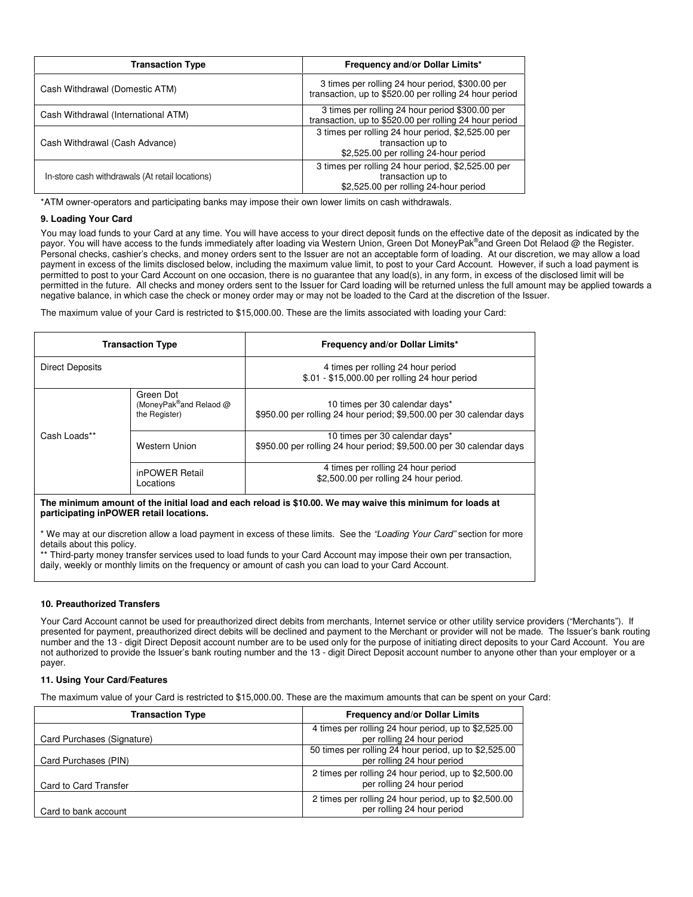| Transaction Type | Frequency and/or Dollar Limits* |
|---|---|
| Cash Withdrawal (Domestic ATM) | 3 times per rolling 24 hour period, $300.00 per transaction, up to $520.00 per rolling 24 hour period |
| Cash Withdrawal (International ATM) | 3 times per rolling 24 hour period $300.00 per transaction, up to $520.00 per rolling 24 hour period |
| Cash Withdrawal (Cash Advance) | 3 times per rolling 24 hour period, $2,525.00 per transaction up to $2,525.00 per rolling 24-hour period |
| In-store cash withdrawals (At retail locations) | 3 times per rolling 24 hour period, $2,525.00 per transaction up to $2,525.00 per rolling 24-hour period |

*ATM owner-operators and participating banks may impose their own lower limits on cash withdrawals.

**9. Loading Your Card**

You may load funds to your Card at any time. You will have access to your direct deposit funds on the effective date of the deposit as indicated by the payor. You will have access to the funds immediately after loading via Western Union, Green Dot MoneyPak® and Green Dot Relaod @ the Register. Personal checks, cashier's checks, and money orders sent to the Issuer are not an acceptable form of loading. At our discretion, we may allow a load payment in excess of the limits disclosed below, including the maximum value limit, to post to your Card Account. However, if such a load payment is permitted to post to your Card Account on one occasion, there is no guarantee that any load(s), in any form, in excess of the disclosed limit will be permitted in the future. All checks and money orders sent to the Issuer for Card loading will be returned unless the full amount may be applied towards a negative balance, in which case the check or money order may or may not be loaded to the Card at the discretion of the Issuer.

The maximum value of your Card is restricted to $15,000.00. These are the limits associated with loading your Card:

| Transaction Type | | Frequency and/or Dollar Limits* |
|---|---|---|
| Direct Deposits | | 4 times per rolling 24 hour period<br>$.01 - $15,000.00 per rolling 24 hour period |
| Cash Loads** | Green Dot (MoneyPak® and Relaod @ the Register) | 10 times per 30 calendar days*<br>$950.00 per rolling 24 hour period; $9,500.00 per 30 calendar days |
| | Western Union | 10 times per 30 calendar days*<br>$950.00 per rolling 24 hour period; $9,500.00 per 30 calendar days |
| | inPOWER Retail Locations | 4 times per rolling 24 hour period<br>$2,500.00 per rolling 24 hour period. |

**The minimum amount of the initial load and each reload is $10.00. We may waive this minimum for loads at participating inPOWER retail locations.**

* We may at our discretion allow a load payment in excess of these limits. See the *"Loading Your Card"* section for more details about this policy.

** Third-party money transfer services used to load funds to your Card Account may impose their own per transaction, daily, weekly or monthly limits on the frequency or amount of cash you can load to your Card Account.

**10. Preauthorized Transfers**

Your Card Account cannot be used for preauthorized direct debits from merchants, Internet service or other utility service providers ("Merchants"). If presented for payment, preauthorized direct debits will be declined and payment to the Merchant or provider will not be made. The Issuer's bank routing number and the 13 - digit Direct Deposit account number are to be used only for the purpose of initiating direct deposits to your Card Account. You are not authorized to provide the Issuer's bank routing number and the 13 - digit Direct Deposit account number to anyone other than your employer or a payer.

**11. Using Your Card/Features**

The maximum value of your Card is restricted to $15,000.00. These are the maximum amounts that can be spent on your Card:

| Transaction Type | Frequency and/or Dollar Limits |
|---|---|
| Card Purchases (Signature) | 4 times per rolling 24 hour period, up to $2,525.00 per rolling 24 hour period |
| Card Purchases (PIN) | 50 times per rolling 24 hour period, up to $2,525.00 per rolling 24 hour period |
| Card to Card Transfer | 2 times per rolling 24 hour period, up to $2,500.00 per rolling 24 hour period |
| Card to bank account | 2 times per rolling 24 hour period, up to $2,500.00 per rolling 24 hour period |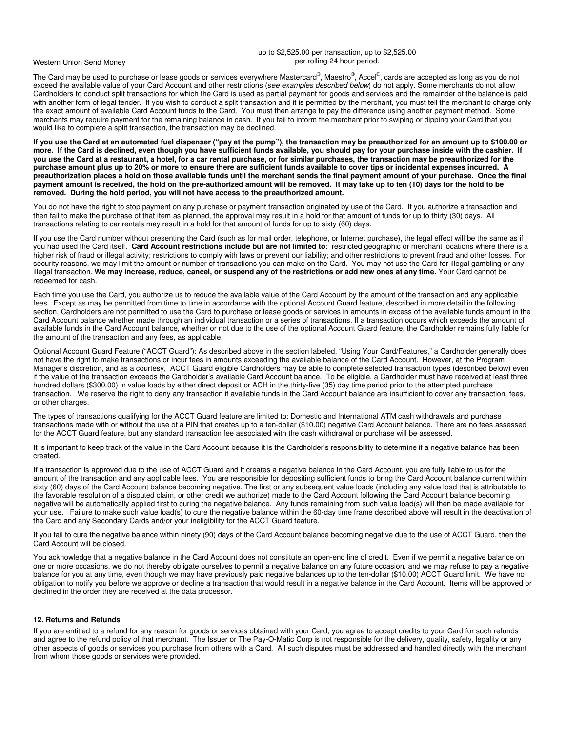| Western Union Send Money | up to $2,525.00 per transaction, up to $2,525.00 per rolling 24 hour period. |
|---|---|

The Card may be used to purchase or lease goods or services everywhere Mastercard®, Maestro®, Accel®, cards are accepted as long as you do not exceed the available value of your Card Account and other restrictions (*see examples described below*) do not apply. Some merchants do not allow Cardholders to conduct split transactions for which the Card is used as partial payment for goods and services and the remainder of the balance is paid with another form of legal tender. If you wish to conduct a split transaction and it is permitted by the merchant, you must tell the merchant to charge only the exact amount of available Card Account funds to the Card. You must then arrange to pay the difference using another payment method. Some merchants may require payment for the remaining balance in cash. If you fail to inform the merchant prior to swiping or dipping your Card that you would like to complete a split transaction, the transaction may be declined.

**If you use the Card at an automated fuel dispenser ("pay at the pump"), the transaction may be preauthorized for an amount up to $100.00 or more. If the Card is declined, even though you have sufficient funds available, you should pay for your purchase inside with the cashier. If you use the Card at a restaurant, a hotel, for a car rental purchase, or for similar purchases, the transaction may be preauthorized for the purchase amount plus up to 20% or more to ensure there are sufficient funds available to cover tips or incidental expenses incurred. A preauthorization places a hold on those available funds until the merchant sends the final payment amount of your purchase. Once the final payment amount is received, the hold on the pre-authorized amount will be removed. It may take up to ten (10) days for the hold to be removed. During the hold period, you will not have access to the preauthorized amount.**

You do not have the right to stop payment on any purchase or payment transaction originated by use of the Card. If you authorize a transaction and then fail to make the purchase of that item as planned, the approval may result in a hold for that amount of funds for up to thirty (30) days. All transactions relating to car rentals may result in a hold for that amount of funds for up to sixty (60) days.

If you use the Card number without presenting the Card (such as for mail order, telephone, or Internet purchase), the legal effect will be the same as if you had used the Card itself. **Card Account restrictions include but are not limited to**: restricted geographic or merchant locations where there is a higher risk of fraud or illegal activity; restrictions to comply with laws or prevent our liability; and other restrictions to prevent fraud and other losses. For security reasons, we may limit the amount or number of transactions you can make on the Card. You may not use the Card for illegal gambling or any illegal transaction. **We may increase, reduce, cancel, or suspend any of the restrictions or add new ones at any time.** Your Card cannot be redeemed for cash.

Each time you use the Card, you authorize us to reduce the available value of the Card Account by the amount of the transaction and any applicable fees. Except as may be permitted from time to time in accordance with the optional Account Guard feature, described in more detail in the following section, Cardholders are not permitted to use the Card to purchase or lease goods or services in amounts in excess of the available funds amount in the Card Account balance whether made through an individual transaction or a series of transactions. If a transaction occurs which exceeds the amount of available funds in the Card Account balance, whether or not due to the use of the optional Account Guard feature, the Cardholder remains fully liable for the amount of the transaction and any fees, as applicable.

Optional Account Guard Feature ("ACCT Guard"): As described above in the section labeled, "Using Your Card/Features," a Cardholder generally does not have the right to make transactions or incur fees in amounts exceeding the available balance of the Card Account. However, at the Program Manager's discretion, and as a courtesy, ACCT Guard eligible Cardholders may be able to complete selected transaction types (described below) even if the value of the transaction exceeds the Cardholder's available Card Account balance. To be eligible, a Cardholder must have received at least three hundred dollars ($300.00) in value loads by either direct deposit or ACH in the thirty-five (35) day time period prior to the attempted purchase transaction. We reserve the right to deny any transaction if available funds in the Card Account balance are insufficient to cover any transaction, fees, or other charges.

The types of transactions qualifying for the ACCT Guard feature are limited to: Domestic and International ATM cash withdrawals and purchase transactions made with or without the use of a PIN that creates up to a ten-dollar ($10.00) negative Card Account balance. There are no fees assessed for the ACCT Guard feature, but any standard transaction fee associated with the cash withdrawal or purchase will be assessed.

It is important to keep track of the value in the Card Account because it is the Cardholder's responsibility to determine if a negative balance has been created.

If a transaction is approved due to the use of ACCT Guard and it creates a negative balance in the Card Account, you are fully liable to us for the amount of the transaction and any applicable fees. You are responsible for depositing sufficient funds to bring the Card Account balance current within sixty (60) days of the Card Account balance becoming negative. The first or any subsequent value loads (including any value load that is attributable to the favorable resolution of a disputed claim, or other credit we authorize) made to the Card Account following the Card Account balance becoming negative will be automatically applied first to curing the negative balance. Any funds remaining from such value load(s) will then be made available for your use. Failure to make such value load(s) to cure the negative balance within the 60-day time frame described above will result in the deactivation of the Card and any Secondary Cards and/or your ineligibility for the ACCT Guard feature.

If you fail to cure the negative balance within ninety (90) days of the Card Account balance becoming negative due to the use of ACCT Guard, then the Card Account will be closed.

You acknowledge that a negative balance in the Card Account does not constitute an open-end line of credit. Even if we permit a negative balance on one or more occasions, we do not thereby obligate ourselves to permit a negative balance on any future occasion, and we may refuse to pay a negative balance for you at any time, even though we may have previously paid negative balances up to the ten-dollar ($10.00) ACCT Guard limit. We have no obligation to notify you before we approve or decline a transaction that would result in a negative balance in the Card Account. Items will be approved or declined in the order they are received at the data processor.

**12. Returns and Refunds**

If you are entitled to a refund for any reason for goods or services obtained with your Card, you agree to accept credits to your Card for such refunds and agree to the refund policy of that merchant. The Issuer or The Pay-O-Matic Corp is not responsible for the delivery, quality, safety, legality or any other aspects of goods or services you purchase from others with a Card. All such disputes must be addressed and handled directly with the merchant from whom those goods or services were provided.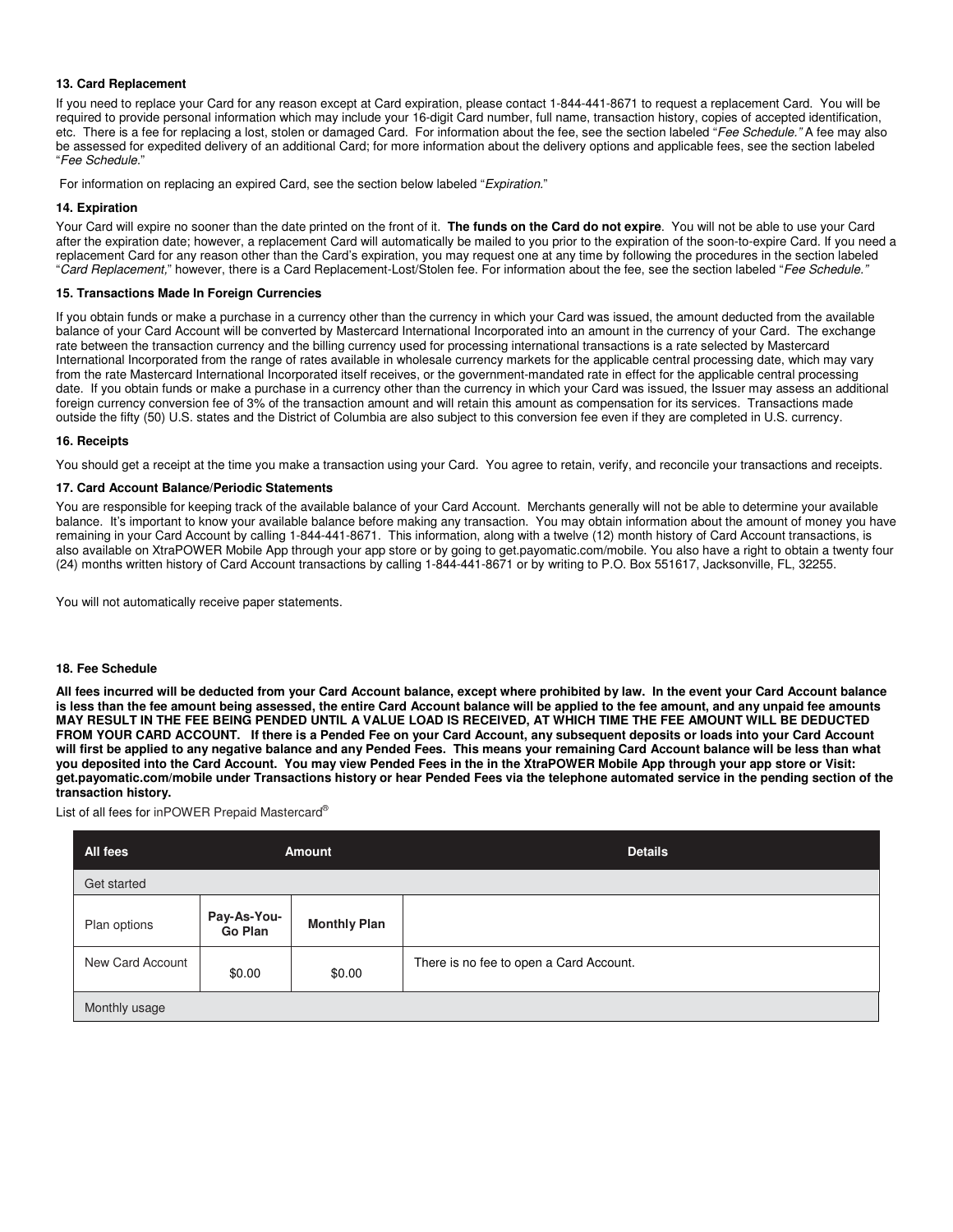### 13. Card Replacement

If you need to replace your Card for any reason except at Card expiration, please contact 1-844-441-8671 to request a replacement Card. You will be required to provide personal information which may include your 16-digit Card number, full name, transaction history, copies of accepted identification, etc. There is a fee for replacing a lost, stolen or damaged Card. For information about the fee, see the section labeled "*Fee Schedule.*" A fee may also be assessed for expedited delivery of an additional Card; for more information about the delivery options and applicable fees, see the section labeled "*Fee Schedule.*"

For information on replacing an expired Card, see the section below labeled "*Expiration.*"

### 14. Expiration

Your Card will expire no sooner than the date printed on the front of it. **The funds on the Card do not expire**. You will not be able to use your Card after the expiration date; however, a replacement Card will automatically be mailed to you prior to the expiration of the soon-to-expire Card. If you need a replacement Card for any reason other than the Card's expiration, you may request one at any time by following the procedures in the section labeled "*Card Replacement,*" however, there is a Card Replacement-Lost/Stolen fee. For information about the fee, see the section labeled "*Fee Schedule.*"

### 15. Transactions Made In Foreign Currencies

If you obtain funds or make a purchase in a currency other than the currency in which your Card was issued, the amount deducted from the available balance of your Card Account will be converted by Mastercard International Incorporated into an amount in the currency of your Card. The exchange rate between the transaction currency and the billing currency used for processing international transactions is a rate selected by Mastercard International Incorporated from the range of rates available in wholesale currency markets for the applicable central processing date, which may vary from the rate Mastercard International Incorporated itself receives, or the government-mandated rate in effect for the applicable central processing date. If you obtain funds or make a purchase in a currency other than the currency in which your Card was issued, the Issuer may assess an additional foreign currency conversion fee of 3% of the transaction amount and will retain this amount as compensation for its services. Transactions made outside the fifty (50) U.S. states and the District of Columbia are also subject to this conversion fee even if they are completed in U.S. currency.

### 16. Receipts

You should get a receipt at the time you make a transaction using your Card. You agree to retain, verify, and reconcile your transactions and receipts.

### 17. Card Account Balance/Periodic Statements

You are responsible for keeping track of the available balance of your Card Account. Merchants generally will not be able to determine your available balance. It's important to know your available balance before making any transaction. You may obtain information about the amount of money you have remaining in your Card Account by calling 1-844-441-8671. This information, along with a twelve (12) month history of Card Account transactions, is also available on XtraPOWER Mobile App through your app store or by going to get.payomatic.com/mobile. You also have a right to obtain a twenty four (24) months written history of Card Account transactions by calling 1-844-441-8671 or by writing to P.O. Box 551617, Jacksonville, FL, 32255.

You will not automatically receive paper statements.

### 18. Fee Schedule

**All fees incurred will be deducted from your Card Account balance, except where prohibited by law. In the event your Card Account balance is less than the fee amount being assessed, the entire Card Account balance will be applied to the fee amount, and any unpaid fee amounts MAY RESULT IN THE FEE BEING PENDED UNTIL A VALUE LOAD IS RECEIVED, AT WHICH TIME THE FEE AMOUNT WILL BE DEDUCTED FROM YOUR CARD ACCOUNT. If there is a Pended Fee on your Card Account, any subsequent deposits or loads into your Card Account will first be applied to any negative balance and any Pended Fees. This means your remaining Card Account balance will be less than what you deposited into the Card Account. You may view Pended Fees in the in the XtraPOWER Mobile App through your app store or Visit: get.payomatic.com/mobile under Transactions history or hear Pended Fees via the telephone automated service in the pending section of the transaction history.**

List of all fees for inPOWER Prepaid Mastercard®

| All fees | Amount | | Details |
|---|---|---|---|
| Get started | | | |
| Plan options | Pay-As-You-Go Plan | Monthly Plan | |
| New Card Account | $0.00 | $0.00 | There is no fee to open a Card Account. |
| Monthly usage | | | |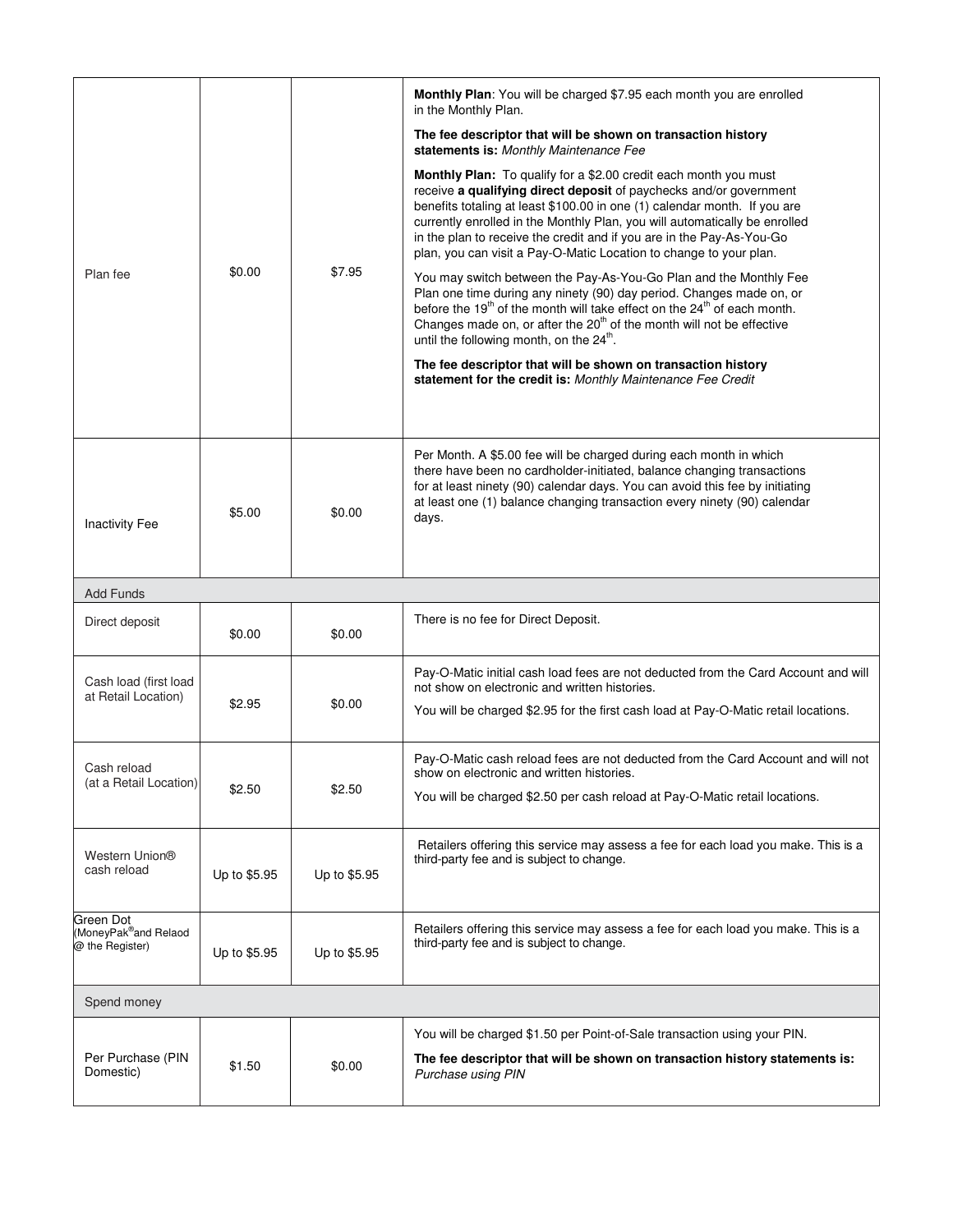| | | | |
|---|---|---|---|
| Plan fee | $0.00 | $7.95 | **Monthly Plan**: You will be charged $7.95 each month you are enrolled in the Monthly Plan.<br><br>**The fee descriptor that will be shown on transaction history statements is:** *Monthly Maintenance Fee*<br><br>**Monthly Plan:** To qualify for a $2.00 credit each month you must receive **a qualifying direct deposit** of paychecks and/or government benefits totaling at least $100.00 in one (1) calendar month. If you are currently enrolled in the Monthly Plan, you will automatically be enrolled in the plan to receive the credit and if you are in the Pay-As-You-Go plan, you can visit a Pay-O-Matic Location to change to your plan.<br><br>You may switch between the Pay-As-You-Go Plan and the Monthly Fee Plan one time during any ninety (90) day period. Changes made on, or before the 19th of the month will take effect on the 24th of each month. Changes made on, or after the 20th of the month will not be effective until the following month, on the 24th.<br><br>**The fee descriptor that will be shown on transaction history statement for the credit is:** *Monthly Maintenance Fee Credit* |
| Inactivity Fee | $5.00 | $0.00 | Per Month. A $5.00 fee will be charged during each month in which there have been no cardholder-initiated, balance changing transactions for at least ninety (90) calendar days. You can avoid this fee by initiating at least one (1) balance changing transaction every ninety (90) calendar days. |
| Add Funds | | | |
| Direct deposit | $0.00 | $0.00 | There is no fee for Direct Deposit. |
| Cash load (first load at Retail Location) | $2.95 | $0.00 | Pay-O-Matic initial cash load fees are not deducted from the Card Account and will not show on electronic and written histories.<br><br>You will be charged $2.95 for the first cash load at Pay-O-Matic retail locations. |
| Cash reload (at a Retail Location) | $2.50 | $2.50 | Pay-O-Matic cash reload fees are not deducted from the Card Account and will not show on electronic and written histories.<br><br>You will be charged $2.50 per cash reload at Pay-O-Matic retail locations. |
| Western Union® cash reload | Up to $5.95 | Up to $5.95 | Retailers offering this service may assess a fee for each load you make. This is a third-party fee and is subject to change. |
| Green Dot (MoneyPak® and Relaod @ the Register) | Up to $5.95 | Up to $5.95 | Retailers offering this service may assess a fee for each load you make. This is a third-party fee and is subject to change. |
| Spend money | | | |
| Per Purchase (PIN Domestic) | $1.50 | $0.00 | You will be charged $1.50 per Point-of-Sale transaction using your PIN.<br><br>**The fee descriptor that will be shown on transaction history statements is:** *Purchase using PIN* |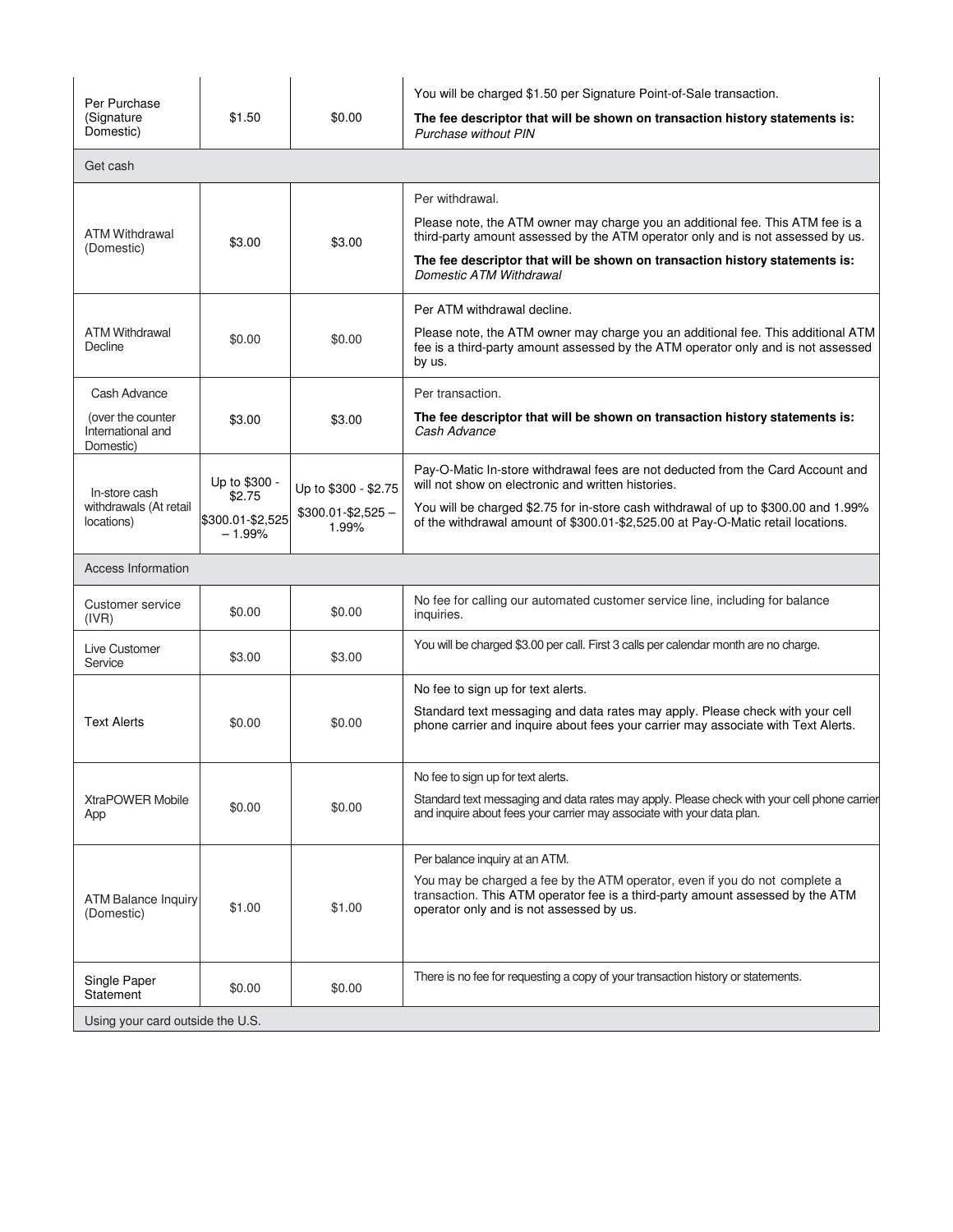| | | | |
|---|---|---|---|
| Per Purchase (Signature Domestic) | $1.50 | $0.00 | You will be charged $1.50 per Signature Point-of-Sale transaction.<br><br>**The fee descriptor that will be shown on transaction history statements is:** *Purchase without PIN* |
| Get cash | | | |
| ATM Withdrawal (Domestic) | $3.00 | $3.00 | Per withdrawal.<br><br>Please note, the ATM owner may charge you an additional fee. This ATM fee is a third-party amount assessed by the ATM operator only and is not assessed by us.<br><br>**The fee descriptor that will be shown on transaction history statements is:** *Domestic ATM Withdrawal* |
| ATM Withdrawal Decline | $0.00 | $0.00 | Per ATM withdrawal decline.<br><br>Please note, the ATM owner may charge you an additional fee. This additional ATM fee is a third-party amount assessed by the ATM operator only and is not assessed by us. |
| Cash Advance<br><br>(over the counter International and Domestic) | $3.00 | $3.00 | Per transaction.<br><br>**The fee descriptor that will be shown on transaction history statements is:** *Cash Advance* |
| In-store cash withdrawals (At retail locations) | Up to $300 - $2.75<br><br>$300.01-$2,525 – 1.99% | Up to $300 - $2.75<br><br>$300.01-$2,525 – 1.99% | Pay-O-Matic In-store withdrawal fees are not deducted from the Card Account and will not show on electronic and written histories.<br><br>You will be charged $2.75 for in-store cash withdrawal of up to $300.00 and 1.99% of the withdrawal amount of $300.01-$2,525.00 at Pay-O-Matic retail locations. |
| Access Information | | | |
| Customer service (IVR) | $0.00 | $0.00 | No fee for calling our automated customer service line, including for balance inquiries. |
| Live Customer Service | $3.00 | $3.00 | You will be charged $3.00 per call. First 3 calls per calendar month are no charge. |
| Text Alerts | $0.00 | $0.00 | No fee to sign up for text alerts.<br><br>Standard text messaging and data rates may apply. Please check with your cell phone carrier and inquire about fees your carrier may associate with Text Alerts. |
| XtraPOWER Mobile App | $0.00 | $0.00 | No fee to sign up for text alerts.<br><br>Standard text messaging and data rates may apply. Please check with your cell phone carrier and inquire about fees your carrier may associate with your data plan. |
| ATM Balance Inquiry (Domestic) | $1.00 | $1.00 | Per balance inquiry at an ATM.<br><br>You may be charged a fee by the ATM operator, even if you do not complete a transaction. This ATM operator fee is a third-party amount assessed by the ATM operator only and is not assessed by us. |
| Single Paper Statement | $0.00 | $0.00 | There is no fee for requesting a copy of your transaction history or statements. |
| Using your card outside the U.S. | | | |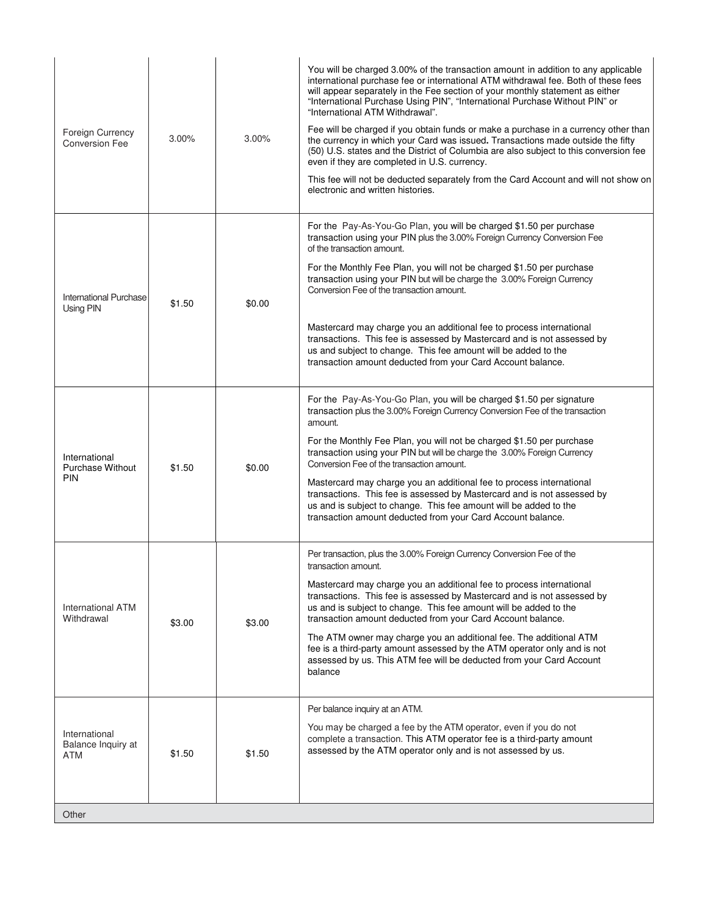| | | | |
|---|---|---|---|
| Foreign Currency Conversion Fee | 3.00% | 3.00% | You will be charged 3.00% of the transaction amount in addition to any applicable international purchase fee or international ATM withdrawal fee. Both of these fees will appear separately in the Fee section of your monthly statement as either "International Purchase Using PIN", "International Purchase Without PIN" or "International ATM Withdrawal".<br><br>Fee will be charged if you obtain funds or make a purchase in a currency other than the currency in which your Card was issued**.** Transactions made outside the fifty (50) U.S. states and the District of Columbia are also subject to this conversion fee even if they are completed in U.S. currency.<br><br>This fee will not be deducted separately from the Card Account and will not show on electronic and written histories. |
| International Purchase Using PIN | $1.50 | $0.00 | For the Pay-As-You-Go Plan, you will be charged $1.50 per purchase transaction using your PIN plus the 3.00% Foreign Currency Conversion Fee of the transaction amount.<br><br>For the Monthly Fee Plan, you will not be charged $1.50 per purchase transaction using your PIN but will be charge the 3.00% Foreign Currency Conversion Fee of the transaction amount.<br><br>Mastercard may charge you an additional fee to process international transactions. This fee is assessed by Mastercard and is not assessed by us and subject to change. This fee amount will be added to the transaction amount deducted from your Card Account balance. |
| International Purchase Without PIN | $1.50 | $0.00 | For the Pay-As-You-Go Plan, you will be charged $1.50 per signature transaction plus the 3.00% Foreign Currency Conversion Fee of the transaction amount.<br><br>For the Monthly Fee Plan, you will not be charged $1.50 per purchase transaction using your PIN but will be charge the 3.00% Foreign Currency Conversion Fee of the transaction amount.<br><br>Mastercard may charge you an additional fee to process international transactions. This fee is assessed by Mastercard and is not assessed by us and is subject to change. This fee amount will be added to the transaction amount deducted from your Card Account balance. |
| International ATM Withdrawal | $3.00 | $3.00 | Per transaction, plus the 3.00% Foreign Currency Conversion Fee of the transaction amount.<br><br>Mastercard may charge you an additional fee to process international transactions. This fee is assessed by Mastercard and is not assessed by us and is subject to change. This fee amount will be added to the transaction amount deducted from your Card Account balance.<br><br>The ATM owner may charge you an additional fee. The additional ATM fee is a third-party amount assessed by the ATM operator only and is not assessed by us. This ATM fee will be deducted from your Card Account balance |
| International Balance Inquiry at ATM | $1.50 | $1.50 | Per balance inquiry at an ATM.<br><br>You may be charged a fee by the ATM operator, even if you do not complete a transaction. This ATM operator fee is a third-party amount assessed by the ATM operator only and is not assessed by us. |
| Other | | | |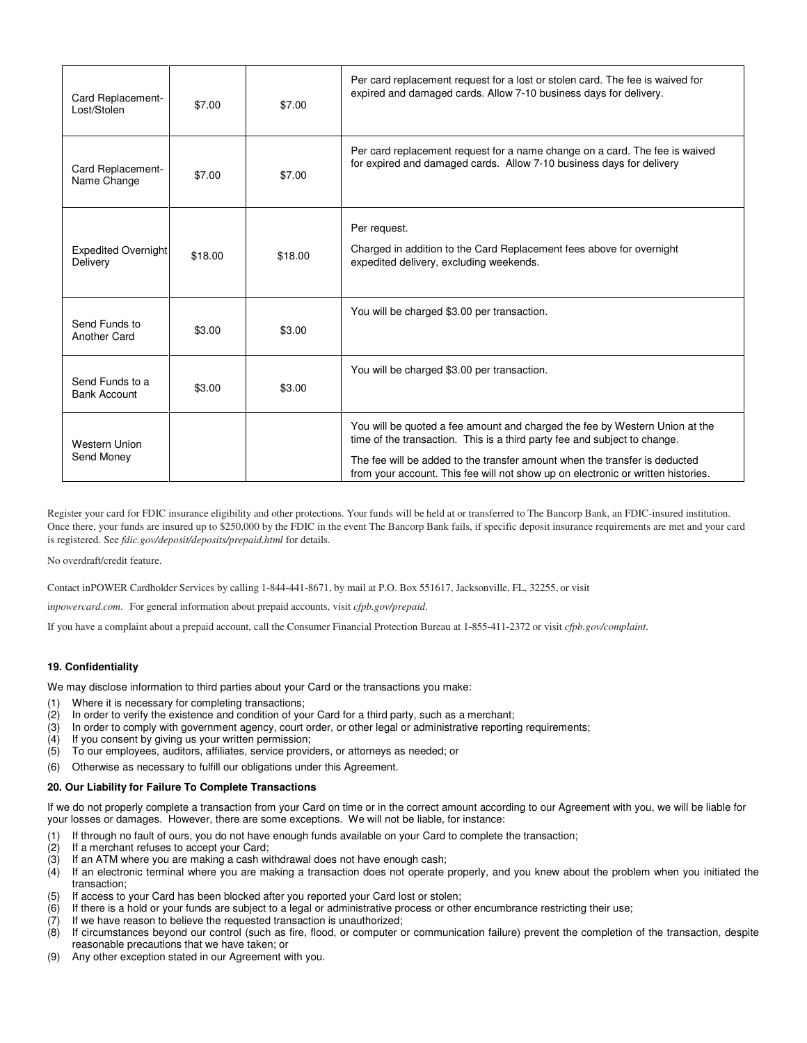| | | | |
|---|---|---|---|
| Card Replacement-Lost/Stolen | $7.00 | $7.00 | Per card replacement request for a lost or stolen card. The fee is waived for expired and damaged cards. Allow 7-10 business days for delivery. |
| Card Replacement-Name Change | $7.00 | $7.00 | Per card replacement request for a name change on a card. The fee is waived for expired and damaged cards. Allow 7-10 business days for delivery |
| Expedited Overnight Delivery | $18.00 | $18.00 | Per request.<br>Charged in addition to the Card Replacement fees above for overnight expedited delivery, excluding weekends. |
| Send Funds to Another Card | $3.00 | $3.00 | You will be charged $3.00 per transaction. |
| Send Funds to a Bank Account | $3.00 | $3.00 | You will be charged $3.00 per transaction. |
| Western Union Send Money | | | You will be quoted a fee amount and charged the fee by Western Union at the time of the transaction. This is a third party fee and subject to change.<br>The fee will be added to the transfer amount when the transfer is deducted from your account. This fee will not show up on electronic or written histories. |

Register your card for FDIC insurance eligibility and other protections. Your funds will be held at or transferred to The Bancorp Bank, an FDIC-insured institution. Once there, your funds are insured up to $250,000 by the FDIC in the event The Bancorp Bank fails, if specific deposit insurance requirements are met and your card is registered. See *fdic.gov/deposit/deposits/prepaid.html* for details.

No overdraft/credit feature.

Contact inPOWER Cardholder Services by calling 1-844-441-8671, by mail at P.O. Box 551617, Jacksonville, FL, 32255, or visit

*inpowercard.com*. For general information about prepaid accounts, visit *cfpb.gov/prepaid*.

If you have a complaint about a prepaid account, call the Consumer Financial Protection Bureau at 1-855-411-2372 or visit *cfpb.gov/complaint*.

**19. Confidentiality**

We may disclose information to third parties about your Card or the transactions you make:

(1) Where it is necessary for completing transactions;
(2) In order to verify the existence and condition of your Card for a third party, such as a merchant;
(3) In order to comply with government agency, court order, or other legal or administrative reporting requirements;
(4) If you consent by giving us your written permission;
(5) To our employees, auditors, affiliates, service providers, or attorneys as needed; or
(6) Otherwise as necessary to fulfill our obligations under this Agreement.

**20. Our Liability for Failure To Complete Transactions**

If we do not properly complete a transaction from your Card on time or in the correct amount according to our Agreement with you, we will be liable for your losses or damages. However, there are some exceptions. We will not be liable, for instance:

(1) If through no fault of ours, you do not have enough funds available on your Card to complete the transaction;
(2) If a merchant refuses to accept your Card;
(3) If an ATM where you are making a cash withdrawal does not have enough cash;
(4) If an electronic terminal where you are making a transaction does not operate properly, and you knew about the problem when you initiated the transaction;
(5) If access to your Card has been blocked after you reported your Card lost or stolen;
(6) If there is a hold or your funds are subject to a legal or administrative process or other encumbrance restricting their use;
(7) If we have reason to believe the requested transaction is unauthorized;
(8) If circumstances beyond our control (such as fire, flood, or computer or communication failure) prevent the completion of the transaction, despite reasonable precautions that we have taken; or
(9) Any other exception stated in our Agreement with you.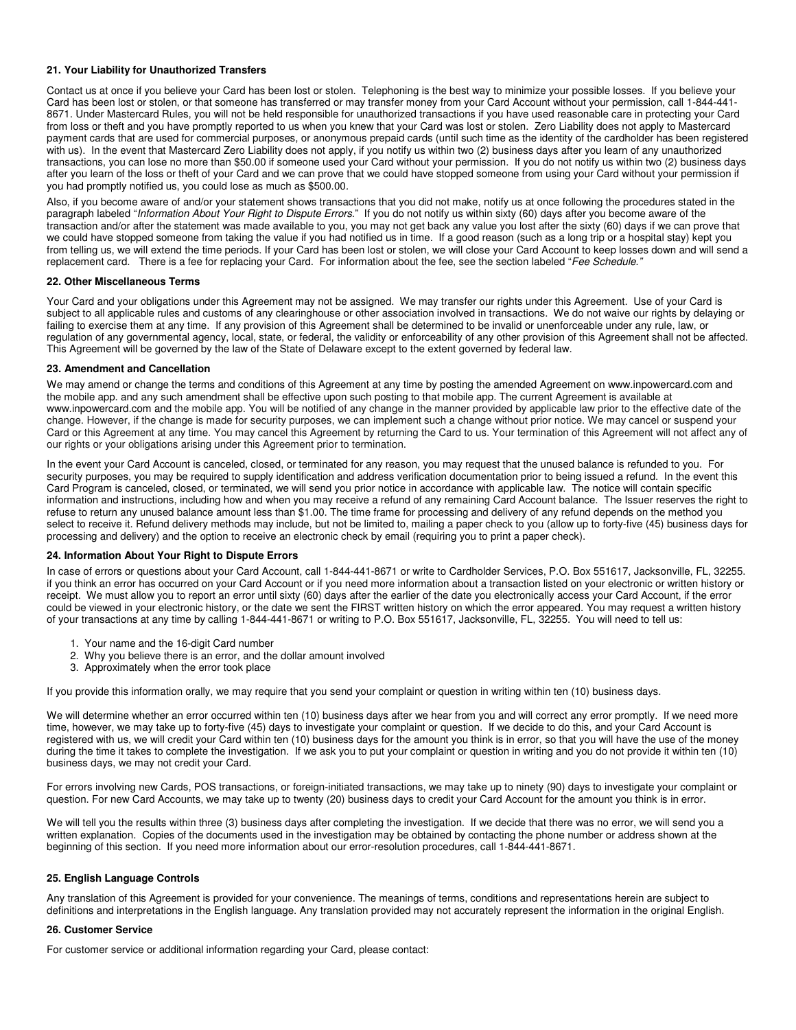**21. Your Liability for Unauthorized Transfers**

Contact us at once if you believe your Card has been lost or stolen. Telephoning is the best way to minimize your possible losses. If you believe your Card has been lost or stolen, or that someone has transferred or may transfer money from your Card Account without your permission, call 1-844-441-8671. Under Mastercard Rules, you will not be held responsible for unauthorized transactions if you have used reasonable care in protecting your Card from loss or theft and you have promptly reported to us when you knew that your Card was lost or stolen. Zero Liability does not apply to Mastercard payment cards that are used for commercial purposes, or anonymous prepaid cards (until such time as the identity of the cardholder has been registered with us). In the event that Mastercard Zero Liability does not apply, if you notify us within two (2) business days after you learn of any unauthorized transactions, you can lose no more than $50.00 if someone used your Card without your permission. If you do not notify us within two (2) business days after you learn of the loss or theft of your Card and we can prove that we could have stopped someone from using your Card without your permission if you had promptly notified us, you could lose as much as $500.00.

Also, if you become aware of and/or your statement shows transactions that you did not make, notify us at once following the procedures stated in the paragraph labeled "*Information About Your Right to Dispute Errors*." If you do not notify us within sixty (60) days after you become aware of the transaction and/or after the statement was made available to you, you may not get back any value you lost after the sixty (60) days if we can prove that we could have stopped someone from taking the value if you had notified us in time. If a good reason (such as a long trip or a hospital stay) kept you from telling us, we will extend the time periods. If your Card has been lost or stolen, we will close your Card Account to keep losses down and will send a replacement card. There is a fee for replacing your Card. For information about the fee, see the section labeled "*Fee Schedule.*"

**22. Other Miscellaneous Terms**

Your Card and your obligations under this Agreement may not be assigned. We may transfer our rights under this Agreement. Use of your Card is subject to all applicable rules and customs of any clearinghouse or other association involved in transactions. We do not waive our rights by delaying or failing to exercise them at any time. If any provision of this Agreement shall be determined to be invalid or unenforceable under any rule, law, or regulation of any governmental agency, local, state, or federal, the validity or enforceability of any other provision of this Agreement shall not be affected. This Agreement will be governed by the law of the State of Delaware except to the extent governed by federal law.

**23. Amendment and Cancellation**

We may amend or change the terms and conditions of this Agreement at any time by posting the amended Agreement on www.inpowercard.com and the mobile app. and any such amendment shall be effective upon such posting to that mobile app. The current Agreement is available at www.inpowercard.com and the mobile app. You will be notified of any change in the manner provided by applicable law prior to the effective date of the change. However, if the change is made for security purposes, we can implement such a change without prior notice. We may cancel or suspend your Card or this Agreement at any time. You may cancel this Agreement by returning the Card to us. Your termination of this Agreement will not affect any of our rights or your obligations arising under this Agreement prior to termination.

In the event your Card Account is canceled, closed, or terminated for any reason, you may request that the unused balance is refunded to you. For security purposes, you may be required to supply identification and address verification documentation prior to being issued a refund. In the event this Card Program is canceled, closed, or terminated, we will send you prior notice in accordance with applicable law. The notice will contain specific information and instructions, including how and when you may receive a refund of any remaining Card Account balance. The Issuer reserves the right to refuse to return any unused balance amount less than $1.00. The time frame for processing and delivery of any refund depends on the method you select to receive it. Refund delivery methods may include, but not be limited to, mailing a paper check to you (allow up to forty-five (45) business days for processing and delivery) and the option to receive an electronic check by email (requiring you to print a paper check).

**24. Information About Your Right to Dispute Errors**

In case of errors or questions about your Card Account, call 1-844-441-8671 or write to Cardholder Services, P.O. Box 551617, Jacksonville, FL, 32255. if you think an error has occurred on your Card Account or if you need more information about a transaction listed on your electronic or written history or receipt. We must allow you to report an error until sixty (60) days after the earlier of the date you electronically access your Card Account, if the error could be viewed in your electronic history, or the date we sent the FIRST written history on which the error appeared. You may request a written history of your transactions at any time by calling 1-844-441-8671 or writing to P.O. Box 551617, Jacksonville, FL, 32255. You will need to tell us:

1. Your name and the 16-digit Card number
2. Why you believe there is an error, and the dollar amount involved
3. Approximately when the error took place

If you provide this information orally, we may require that you send your complaint or question in writing within ten (10) business days.

We will determine whether an error occurred within ten (10) business days after we hear from you and will correct any error promptly. If we need more time, however, we may take up to forty-five (45) days to investigate your complaint or question. If we decide to do this, and your Card Account is registered with us, we will credit your Card within ten (10) business days for the amount you think is in error, so that you will have the use of the money during the time it takes to complete the investigation. If we ask you to put your complaint or question in writing and you do not provide it within ten (10) business days, we may not credit your Card.

For errors involving new Cards, POS transactions, or foreign-initiated transactions, we may take up to ninety (90) days to investigate your complaint or question. For new Card Accounts, we may take up to twenty (20) business days to credit your Card Account for the amount you think is in error.

We will tell you the results within three (3) business days after completing the investigation. If we decide that there was no error, we will send you a written explanation. Copies of the documents used in the investigation may be obtained by contacting the phone number or address shown at the beginning of this section. If you need more information about our error-resolution procedures, call 1-844-441-8671.

**25. English Language Controls**

Any translation of this Agreement is provided for your convenience. The meanings of terms, conditions and representations herein are subject to definitions and interpretations in the English language. Any translation provided may not accurately represent the information in the original English.

**26. Customer Service**

For customer service or additional information regarding your Card, please contact: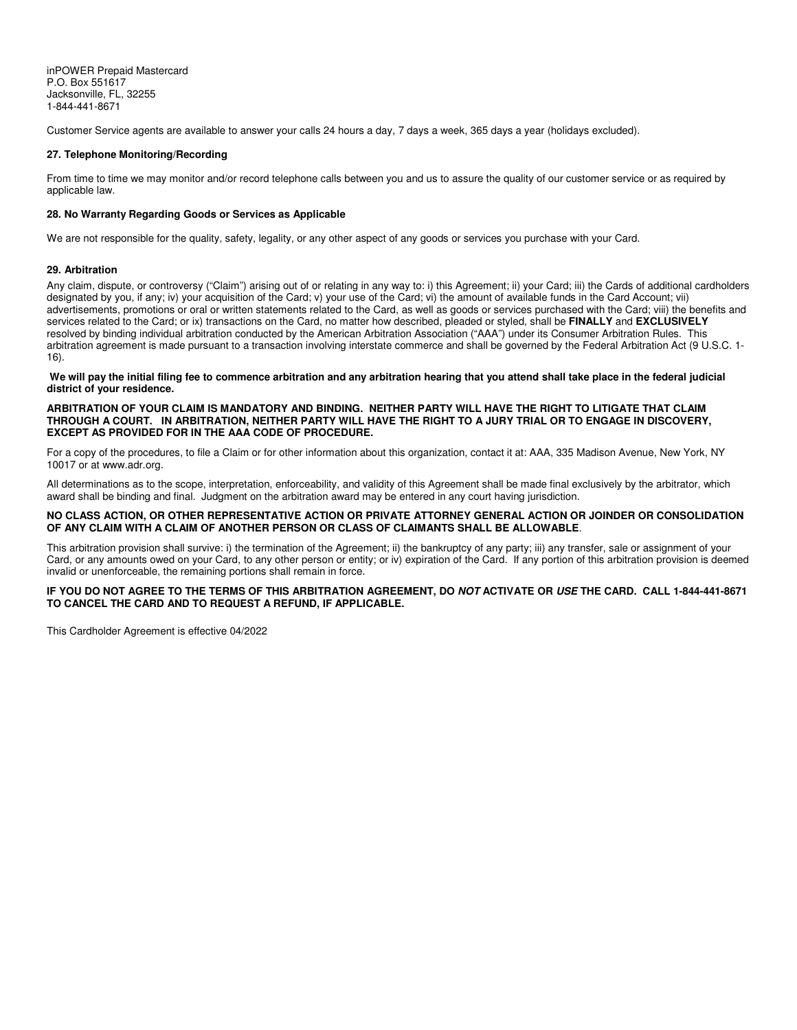inPOWER Prepaid Mastercard
P.O. Box 551617
Jacksonville, FL, 32255
1-844-441-8671

Customer Service agents are available to answer your calls 24 hours a day, 7 days a week, 365 days a year (holidays excluded).

### 27. Telephone Monitoring/Recording

From time to time we may monitor and/or record telephone calls between you and us to assure the quality of our customer service or as required by applicable law.

### 28. No Warranty Regarding Goods or Services as Applicable

We are not responsible for the quality, safety, legality, or any other aspect of any goods or services you purchase with your Card.

### 29. Arbitration

Any claim, dispute, or controversy ("Claim") arising out of or relating in any way to: i) this Agreement; ii) your Card; iii) the Cards of additional cardholders designated by you, if any; iv) your acquisition of the Card; v) your use of the Card; vi) the amount of available funds in the Card Account; vii) advertisements, promotions or oral or written statements related to the Card, as well as goods or services purchased with the Card; viii) the benefits and services related to the Card; or ix) transactions on the Card, no matter how described, pleaded or styled, shall be **FINALLY** and **EXCLUSIVELY** resolved by binding individual arbitration conducted by the American Arbitration Association ("AAA") under its Consumer Arbitration Rules. This arbitration agreement is made pursuant to a transaction involving interstate commerce and shall be governed by the Federal Arbitration Act (9 U.S.C. 1-16).

**We will pay the initial filing fee to commence arbitration and any arbitration hearing that you attend shall take place in the federal judicial district of your residence.**

**ARBITRATION OF YOUR CLAIM IS MANDATORY AND BINDING. NEITHER PARTY WILL HAVE THE RIGHT TO LITIGATE THAT CLAIM THROUGH A COURT. IN ARBITRATION, NEITHER PARTY WILL HAVE THE RIGHT TO A JURY TRIAL OR TO ENGAGE IN DISCOVERY, EXCEPT AS PROVIDED FOR IN THE AAA CODE OF PROCEDURE.**

For a copy of the procedures, to file a Claim or for other information about this organization, contact it at: AAA, 335 Madison Avenue, New York, NY 10017 or at www.adr.org.

All determinations as to the scope, interpretation, enforceability, and validity of this Agreement shall be made final exclusively by the arbitrator, which award shall be binding and final. Judgment on the arbitration award may be entered in any court having jurisdiction.

**NO CLASS ACTION, OR OTHER REPRESENTATIVE ACTION OR PRIVATE ATTORNEY GENERAL ACTION OR JOINDER OR CONSOLIDATION OF ANY CLAIM WITH A CLAIM OF ANOTHER PERSON OR CLASS OF CLAIMANTS SHALL BE ALLOWABLE**.

This arbitration provision shall survive: i) the termination of the Agreement; ii) the bankruptcy of any party; iii) any transfer, sale or assignment of your Card, or any amounts owed on your Card, to any other person or entity; or iv) expiration of the Card. If any portion of this arbitration provision is deemed invalid or unenforceable, the remaining portions shall remain in force.

**IF YOU DO NOT AGREE TO THE TERMS OF THIS ARBITRATION AGREEMENT, DO *NOT* ACTIVATE OR *USE* THE CARD. CALL 1-844-441-8671 TO CANCEL THE CARD AND TO REQUEST A REFUND, IF APPLICABLE.**

This Cardholder Agreement is effective 04/2022